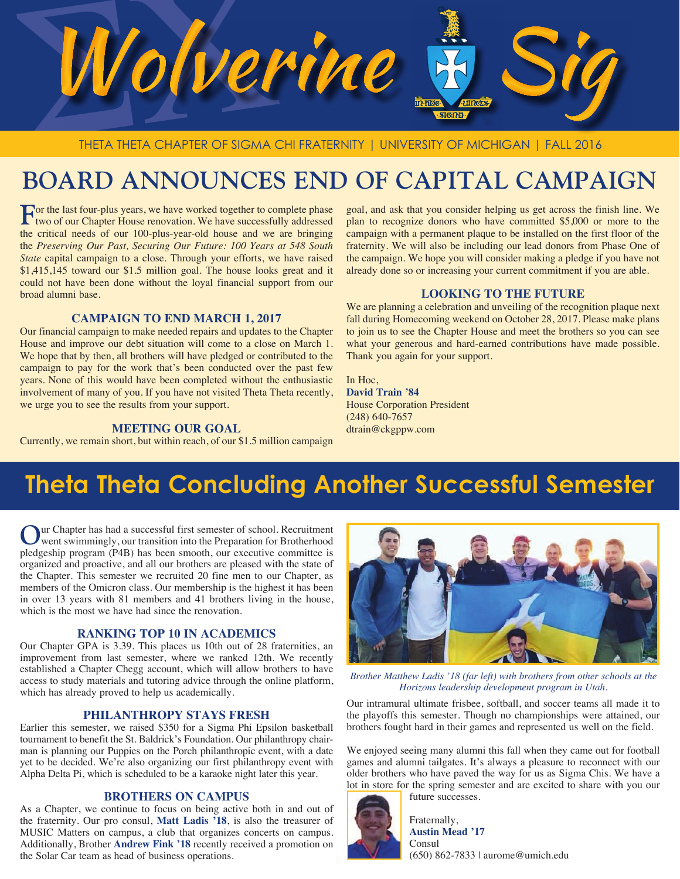# Wolverine Sig

THETA THETA CHAPTER OF SIGMA CHI FRATERNITY | UNIVERSITY OF MICHIGAN | FALL 2016

## BOARD ANNOUNCES END OF CAPITAL CAMPAIGN

For the last four-plus years, we have worked together to complete phase two of our Chapter House renovation. We have successfully addressed the critical needs of our 100-plus-year-old house and we are bringing the *Preserving Our Past, Securing Our Future: 100 Years at 548 South State* capital campaign to a close. Through your efforts, we have raised $1,415,145 toward our $1.5 million goal. The house looks great and it could not have been done without the loyal financial support from our broad alumni base.

### CAMPAIGN TO END MARCH 1, 2017

Our financial campaign to make needed repairs and updates to the Chapter House and improve our debt situation will come to a close on March 1. We hope that by then, all brothers will have pledged or contributed to the campaign to pay for the work that's been conducted over the past few years. None of this would have been completed without the enthusiastic involvement of many of you. If you have not visited Theta Theta recently, we urge you to see the results from your support.

### MEETING OUR GOAL

Currently, we remain short, but within reach, of our $1.5 million campaign goal, and ask that you consider helping us get across the finish line. We plan to recognize donors who have committed $5,000 or more to the campaign with a permanent plaque to be installed on the first floor of the fraternity. We will also be including our lead donors from Phase One of the campaign. We hope you will consider making a pledge if you have not already done so or increasing your current commitment if you are able.

### LOOKING TO THE FUTURE

We are planning a celebration and unveiling of the recognition plaque next fall during Homecoming weekend on October 28, 2017. Please make plans to join us to see the Chapter House and meet the brothers so you can see what your generous and hard-earned contributions have made possible. Thank you again for your support.

In Hoc,
**David Train '84**
House Corporation President
(248) 640-7657
dtrain@ckgppw.com

## Theta Theta Concluding Another Successful Semester

Our Chapter has had a successful first semester of school. Recruitment went swimmingly, our transition into the Preparation for Brotherhood pledgeship program (P4B) has been smooth, our executive committee is organized and proactive, and all our brothers are pleased with the state of the Chapter. This semester we recruited 20 fine men to our Chapter, as members of the Omicron class. Our membership is the highest it has been in over 13 years with 81 members and 41 brothers living in the house, which is the most we have had since the renovation.

### RANKING TOP 10 IN ACADEMICS

Our Chapter GPA is 3.39. This places us 10th out of 28 fraternities, an improvement from last semester, where we ranked 12th. We recently established a Chapter Chegg account, which will allow brothers to have access to study materials and tutoring advice through the online platform, which has already proved to help us academically.

### PHILANTHROPY STAYS FRESH

Earlier this semester, we raised $350 for a Sigma Phi Epsilon basketball tournament to benefit the St. Baldrick's Foundation. Our philanthropy chairman is planning our Puppies on the Porch philanthropic event, with a date yet to be decided. We're also organizing our first philanthropy event with Alpha Delta Pi, which is scheduled to be a karaoke night later this year.

### BROTHERS ON CAMPUS

As a Chapter, we continue to focus on being active both in and out of the fraternity. Our pro consul, **Matt Ladis '18**, is also the treasurer of MUSIC Matters on campus, a club that organizes concerts on campus. Additionally, Brother **Andrew Fink '18** recently received a promotion on the Solar Car team as head of business operations.

*Brother Matthew Ladis '18 (far left) with brothers from other schools at the Horizons leadership development program in Utah.*

Our intramural ultimate frisbee, softball, and soccer teams all made it to the playoffs this semester. Though no championships were attained, our brothers fought hard in their games and represented us well on the field.

We enjoyed seeing many alumni this fall when they came out for football games and alumni tailgates. It's always a pleasure to reconnect with our older brothers who have paved the way for us as Sigma Chis. We have a lot in store for the spring semester and are excited to share with you our future successes.

Fraternally,
**Austin Mead '17**
Consul
(650) 862-7833 | aurome@umich.edu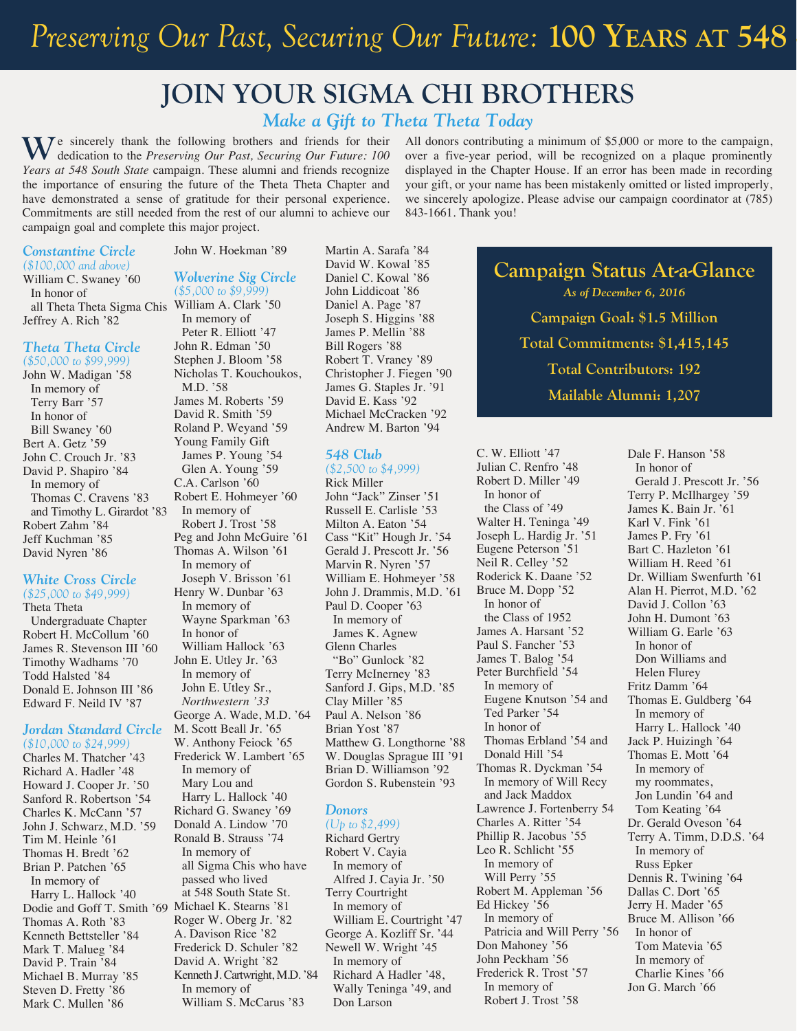# *Preserving Our Past, Securing Our Future:* 100 Years at 548

## JOIN YOUR SIGMA CHI BROTHERS

### *Make a Gift to Theta Theta Today*

We sincerely thank the following brothers and friends for their dedication to the *Preserving Our Past, Securing Our Future: 100 Years at 548 South State* campaign. These alumni and friends recognize the importance of ensuring the future of the Theta Theta Chapter and have demonstrated a sense of gratitude for their personal experience. Commitments are still needed from the rest of our alumni to achieve our campaign goal and complete this major project.

All donors contributing a minimum of $5,000 or more to the campaign, over a five-year period, will be recognized on a plaque prominently displayed in the Chapter House. If an error has been made in recording your gift, or your name has been mistakenly omitted or listed improperly, we sincerely apologize. Please advise our campaign coordinator at (785) 843-1661. Thank you!

### Campaign Status At-a-Glance

*As of December 6, 2016*

**Campaign Goal: $1.5 Million**

**Total Commitments: $1,415,145**

**Total Contributors: 192**

**Mailable Alumni: 1,207**

### Constantine Circle
*($100,000 and above)*

William C. Swaney ’60
In honor of
all Theta Theta Sigma Chis
Jeffrey A. Rich ’82

### Theta Theta Circle
*($50,000 to $99,999)*

John W. Madigan ’58
In memory of
Terry Barr ’57
In honor of
Bill Swaney ’60
Bert A. Getz ’59
John C. Crouch Jr. ’83
David P. Shapiro ’84
In memory of
Thomas C. Cravens ’83
and Timothy L. Girardot ’83
Robert Zahm ’84
Jeff Kuchman ’85
David Nyren ’86

### White Cross Circle
*($25,000 to $49,999)*

Theta Theta
Undergraduate Chapter
Robert H. McCollum ’60
James R. Stevenson III ’60
Timothy Wadhams ’70
Todd Halsted ’84
Donald E. Johnson III ’86
Edward F. Neild IV ’87

### Jordan Standard Circle
*($10,000 to $24,999)*

Charles M. Thatcher ’43
Richard A. Hadler ’48
Howard J. Cooper Jr. ’50
Sanford R. Robertson ’54
Charles K. McCann ’57
John J. Schwarz, M.D. ’59
Tim M. Heinle ’61
Thomas H. Bredt ’62
Brian P. Patchen ’65
In memory of
Harry L. Hallock ’40
Dodie and Goff T. Smith ’69
Thomas A. Roth ’83
Kenneth Bettsteller ’84
Mark T. Malueg ’84
David P. Train ’84
Michael B. Murray ’85
Steven D. Fretty ’86
Mark C. Mullen ’86
John W. Hoekman ’89

### Wolverine Sig Circle
*($5,000 to $9,999)*

William A. Clark ’50
In memory of
Peter R. Elliott ’47
John R. Edman ’50
Stephen J. Bloom ’58
Nicholas T. Kouchoukos, M.D. ’58
James M. Roberts ’59
David R. Smith ’59
Roland P. Weyand ’59
Young Family Gift
James P. Young ’54
Glen A. Young ’59
C.A. Carlson ’60
Robert E. Hohmeyer ’60
In memory of
Robert J. Trost ’58
Peg and John McGuire ’61
Thomas A. Wilson ’61
In memory of
Joseph V. Brisson ’61
Henry W. Dunbar ’63
In memory of
Wayne Sparkman ’63
In honor of
William Hallock ’63
John E. Utley Jr. ’63
In memory of
John E. Utley Sr.,
*Northwestern ’33*
George A. Wade, M.D. ’64
M. Scott Beall Jr. ’65
W. Anthony Feiock ’65
Frederick W. Lambert ’65
In memory of
Mary Lou and
Harry L. Hallock ’40
Richard G. Swaney ’69
Donald A. Lindow ’70
Ronald B. Strauss ’74
In memory of
all Sigma Chis who have
passed who lived
at 548 South State St.
Michael K. Stearns ’81
Roger W. Oberg Jr. ’82
A. Davison Rice ’82
Frederick D. Schuler ’82
David A. Wright ’82
Kenneth J. Cartwright, M.D. ’84
In memory of
William S. McCarus ’83
Martin A. Sarafa ’84
David W. Kowal ’85
Daniel C. Kowal ’86
John Liddicoat ’86
Daniel A. Page ’87
Joseph S. Higgins ’88
James P. Mellin ’88
Bill Rogers ’88
Robert T. Vraney ’89
Christopher J. Fiegen ’90
James G. Staples Jr. ’91
David E. Kass ’92
Michael McCracken ’92
Andrew M. Barton ’94

### 548 Club
*($2,500 to $4,999)*

Rick Miller
John “Jack” Zinser ’51
Russell E. Carlisle ’53
Milton A. Eaton ’54
Cass “Kit” Hough Jr. ’54
Gerald J. Prescott Jr. ’56
Marvin R. Nyren ’57
William E. Hohmeyer ’58
John J. Drammis, M.D. ’61
Paul D. Cooper ’63
In memory of
James K. Agnew
Glenn Charles
“Bo” Gunlock ’82
Terry McInerney ’83
Sanford J. Gips, M.D. ’85
Clay Miller ’85
Paul A. Nelson ’86
Brian Yost ’87
Matthew G. Longthorne ’88
W. Douglas Sprague III ’91
Brian D. Williamson ’92
Gordon S. Rubenstein ’93

### Donors
*(Up to $2,499)*

Richard Gertry
Robert V. Cayia
In memory of
Alfred J. Cayia Jr. ’50
Terry Courtright
In memory of
William E. Courtright ’47
George A. Kozliff Sr. ’44
Newell W. Wright ’45
In memory of
Richard A Hadler ’48,
Wally Teninga ’49, and
Don Larson
C. W. Elliott ’47
Julian C. Renfro ’48
Robert D. Miller ’49
In honor of
the Class of ’49
Walter H. Teninga ’49
Joseph L. Hardig Jr. ’51
Eugene Peterson ’51
Neil R. Celley ’52
Roderick K. Daane ’52
Bruce M. Dopp ’52
In honor of
the Class of 1952
James A. Harsant ’52
Paul S. Fancher ’53
James T. Balog ’54
Peter Burchfield ’54
In memory of
Eugene Knutson ’54 and
Ted Parker ’54
In honor of
Thomas Erbland ’54 and
Donald Hill ’54
Thomas R. Dyckman ’54
In memory of Will Recy
and Jack Maddox
Lawrence J. Fortenberry 54
Charles A. Ritter ’54
Phillip R. Jacobus ’55
Leo R. Schlicht ’55
In memory of
Will Perry ’55
Robert M. Appleman ’56
Ed Hickey ’56
In memory of
Patricia and Will Perry ’56
Don Mahoney ’56
John Peckham ’56
Frederick R. Trost ’57
In memory of
Robert J. Trost ’58
Dale F. Hanson ’58
In honor of
Gerald J. Prescott Jr. ’56
Terry P. McIlhargey ’59
James K. Bain Jr. ’61
Karl V. Fink ’61
James P. Fry ’61
Bart C. Hazleton ’61
William H. Reed ’61
Dr. William Swenfurth ’61
Alan H. Pierrot, M.D. ’62
David J. Collon ’63
John H. Dumont ’63
William G. Earle ’63
In honor of
Don Williams and
Helen Flurey
Fritz Damm ’64
Thomas E. Guldberg ’64
In memory of
Harry L. Hallock ’40
Jack P. Huizingh ’64
Thomas E. Mott ’64
In memory of
my roommates,
Jon Lundin ’64 and
Tom Keating ’64
Dr. Gerald Oveson ’64
Terry A. Timm, D.D.S. ’64
In memory of
Russ Epker
Dennis R. Twining ’64
Dallas C. Dort ’65
Jerry H. Mader ’65
Bruce M. Allison ’66
In honor of
Tom Matevia ’65
In memory of
Charlie Kines ’66
Jon G. March ’66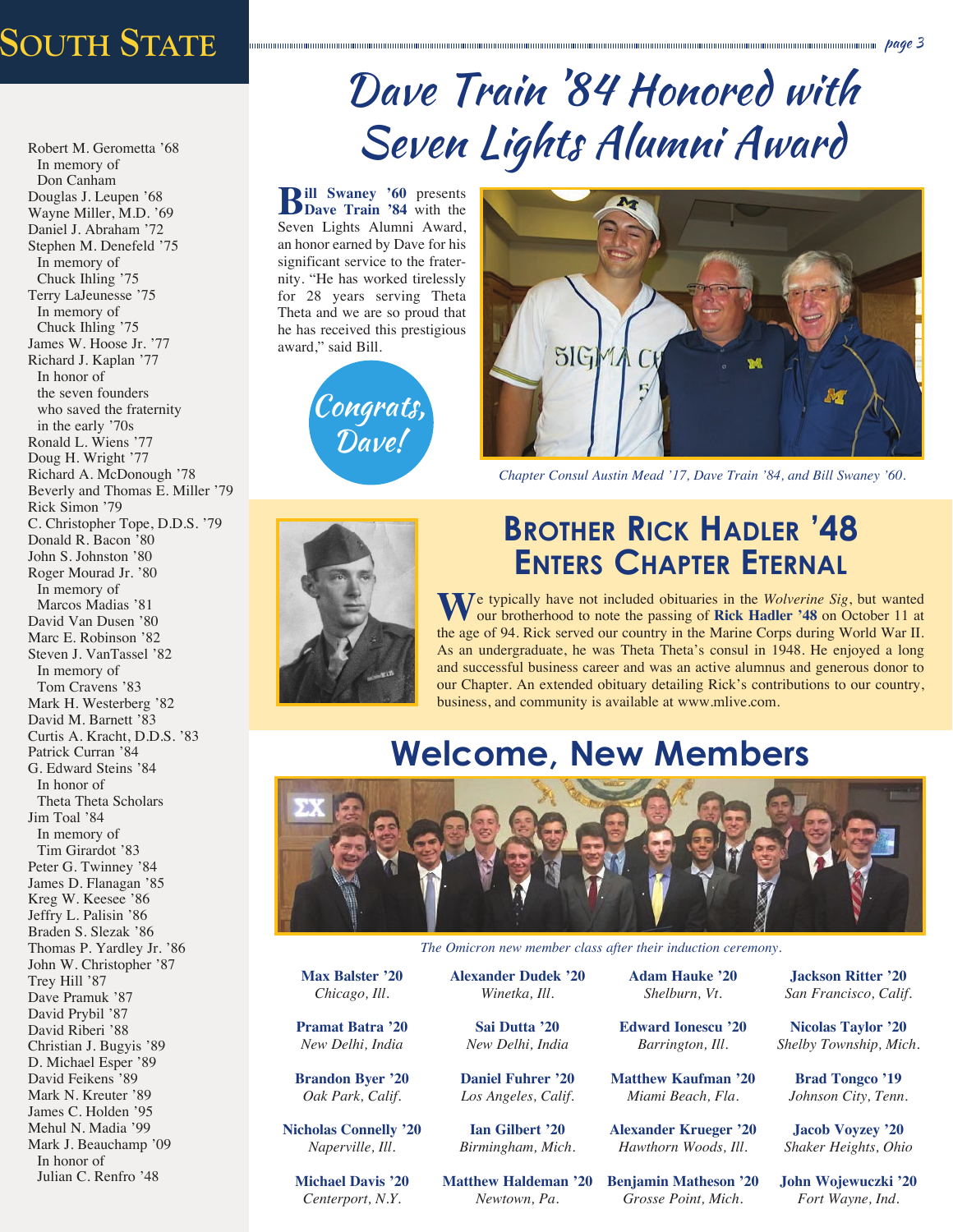Robert M. Gerometta '68
In memory of
Don Canham
Douglas J. Leupen '68
Wayne Miller, M.D. '69
Daniel J. Abraham '72
Stephen M. Denefeld '75
In memory of
Chuck Ihling '75
Terry LaJeunesse '75
In memory of
Chuck Ihling '75
James W. Hoose Jr. '77
Richard J. Kaplan '77
In honor of
the seven founders
who saved the fraternity
in the early '70s
Ronald L. Wiens '77
Doug H. Wright '77
Richard A. McDonough '78
Beverly and Thomas E. Miller '79
Rick Simon '79
C. Christopher Tope, D.D.S. '79
Donald R. Bacon '80
John S. Johnston '80
Roger Mourad Jr. '80
In memory of
Marcos Madias '81
David Van Dusen '80
Marc E. Robinson '82
Steven J. VanTassel '82
In memory of
Tom Cravens '83
Mark H. Westerberg '82
David M. Barnett '83
Curtis A. Kracht, D.D.S. '83
Patrick Curran '84
G. Edward Steins '84
In honor of
Theta Theta Scholars
Jim Toal '84
In memory of
Tim Girardot '83
Peter G. Twinney '84
James D. Flanagan '85
Kreg W. Keesee '86
Jeffry L. Palisin '86
Braden S. Slezak '86
Thomas P. Yardley Jr. '86
John W. Christopher '87
Trey Hill '87
Dave Pramuk '87
David Prybil '87
David Riberi '88
Christian J. Bugyis '89
D. Michael Esper '89
David Feikens '89
Mark N. Kreuter '89
James C. Holden '95
Mehul N. Madia '99
Mark J. Beauchamp '09
In honor of
Julian C. Renfro '48

# Dave Train '84 Honored with Seven Lights Alumni Award

**Bill Swaney '60** presents **Dave Train '84** with the Seven Lights Alumni Award, an honor earned by Dave for his significant service to the fraternity. "He has worked tirelessly for 28 years serving Theta Theta and we are so proud that he has received this prestigious award," said Bill.

Congrats, Dave!

*Chapter Consul Austin Mead '17, Dave Train '84, and Bill Swaney '60.*

## Brother Rick Hadler '48 Enters Chapter Eternal

We typically have not included obituaries in the *Wolverine Sig*, but wanted our brotherhood to note the passing of **Rick Hadler '48** on October 11 at the age of 94. Rick served our country in the Marine Corps during World War II. As an undergraduate, he was Theta Theta's consul in 1948. He enjoyed a long and successful business career and was an active alumnus and generous donor to our Chapter. An extended obituary detailing Rick's contributions to our country, business, and community is available at www.mlive.com.

## Welcome, New Members

*The Omicron new member class after their induction ceremony.*

**Max Balster '20**
*Chicago, Ill.*

**Pramat Batra '20**
*New Delhi, India*

**Brandon Byer '20**
*Oak Park, Calif.*

**Nicholas Connelly '20**
*Naperville, Ill.*

**Michael Davis '20**
*Centerport, N.Y.*

**Alexander Dudek '20**
*Winetka, Ill.*

**Sai Dutta '20**
*New Delhi, India*

**Daniel Fuhrer '20**
*Los Angeles, Calif.*

**Ian Gilbert '20**
*Birmingham, Mich.*

**Matthew Haldeman '20**
*Newtown, Pa.*

**Adam Hauke '20**
*Shelburn, Vt.*

**Edward Ionescu '20**
*Barrington, Ill.*

**Matthew Kaufman '20**
*Miami Beach, Fla.*

**Alexander Krueger '20**
*Hawthorn Woods, Ill.*

**Benjamin Matheson '20**
*Grosse Point, Mich.*

**Jackson Ritter '20**
*San Francisco, Calif.*

**Nicolas Taylor '20**
*Shelby Township, Mich.*

**Brad Tongco '19**
*Johnson City, Tenn.*

**Jacob Voyzey '20**
*Shaker Heights, Ohio*

**John Wojewuczki '20**
*Fort Wayne, Ind.*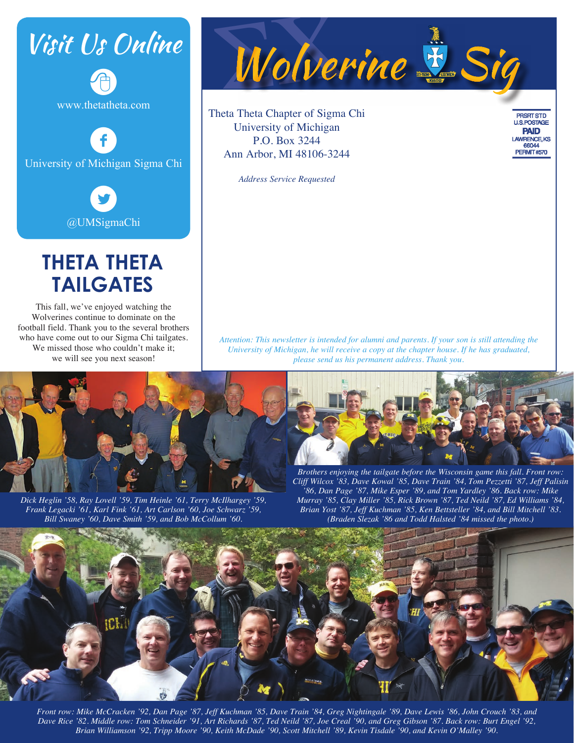# Visit Us Online

www.thetatheta.com

University of Michigan Sigma Chi

@UMSigmaChi

# Wolverine Sig

Theta Theta Chapter of Sigma Chi
University of Michigan
P.O. Box 3244
Ann Arbor, MI 48106-3244

*Address Service Requested*

PRSRT STD
U.S. POSTAGE
**PAID**
LAWRENCE, KS
66044
PERMIT #570

## THETA THETA TAILGATES

This fall, we've enjoyed watching the Wolverines continue to dominate on the football field. Thank you to the several brothers who have come out to our Sigma Chi tailgates. We missed those who couldn't make it; we will see you next season!

*Attention: This newsletter is intended for alumni and parents. If your son is still attending the University of Michigan, he will receive a copy at the chapter house. If he has graduated, please send us his permanent address. Thank you.*

*Dick Heglin '58, Ray Lovell '59, Tim Heinle '61, Terry McIlhargey '59, Frank Legacki '61, Karl Fink '61, Art Carlson '60, Joe Schwarz '59, Bill Swaney '60, Dave Smith '59, and Bob McCollum '60.*

*Brothers enjoying the tailgate before the Wisconsin game this fall. Front row: Cliff Wilcox '83, Dave Kowal '85, Dave Train '84, Tom Pezzetti '87, Jeff Palisin '86, Dan Page '87, Mike Esper '89, and Tom Yardley '86. Back row: Mike Murray '85, Clay Miller '85, Rick Brown '87, Ted Neild '87, Ed Williams '84, Brian Yost '87, Jeff Kuchman '85, Ken Bettsteller '84, and Bill Mitchell '83. (Braden Slezak '86 and Todd Halsted '84 missed the photo.)*

*Front row: Mike McCracken '92, Dan Page '87, Jeff Kuchman '85, Dave Train '84, Greg Nightingale '89, Dave Lewis '86, John Crouch '83, and Dave Rice '82. Middle row: Tom Schneider '91, Art Richards '87, Ted Neild '87, Joe Creal '90, and Greg Gibson '87. Back row: Burt Engel '92, Brian Williamson '92, Tripp Moore '90, Keith McDade '90, Scott Mitchell '89, Kevin Tisdale '90, and Kevin O'Malley '90.*